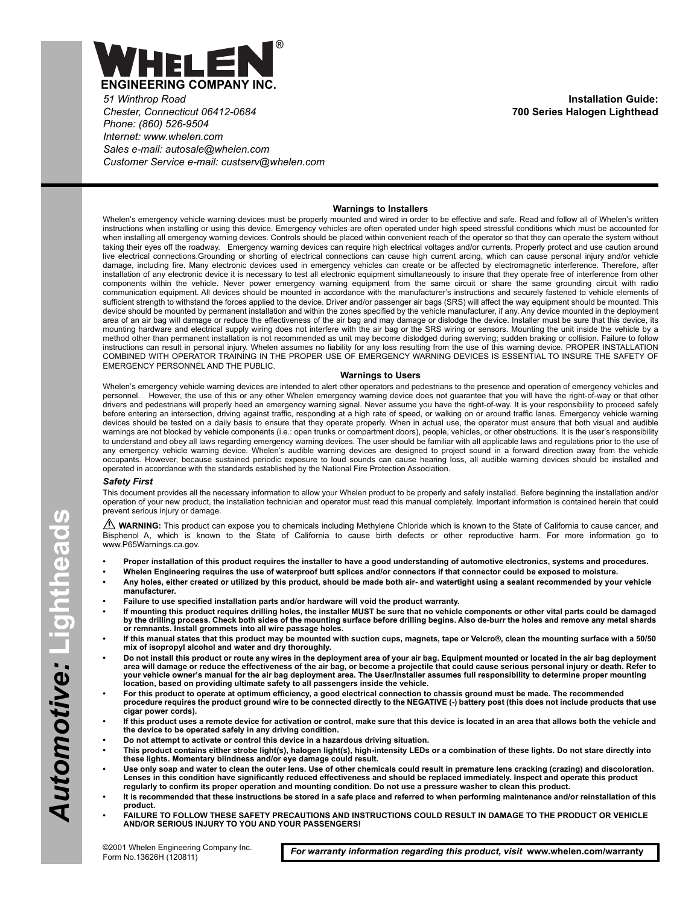# WHELEN®

**ENGINEERING COMPANY INC.**

*51 Winthrop Road*
*Chester, Connecticut 06412-0684*
*Phone: (860) 526-9504*
*Internet: www.whelen.com*
*Sales e-mail: autosale@whelen.com*
*Customer Service e-mail: custserv@whelen.com*

**Installation Guide:**
**700 Series Halogen Lighthead**

*Automotive:* **Lightheads**

## Warnings to Installers

Whelen's emergency vehicle warning devices must be properly mounted and wired in order to be effective and safe. Read and follow all of Whelen's written instructions when installing or using this device. Emergency vehicles are often operated under high speed stressful conditions which must be accounted for when installing all emergency warning devices. Controls should be placed within convenient reach of the operator so that they can operate the system without taking their eyes off the roadway. Emergency warning devices can require high electrical voltages and/or currents. Properly protect and use caution around live electrical connections.Grounding or shorting of electrical connections can cause high current arcing, which can cause personal injury and/or vehicle damage, including fire. Many electronic devices used in emergency vehicles can create or be affected by electromagnetic interference. Therefore, after installation of any electronic device it is necessary to test all electronic equipment simultaneously to insure that they operate free of interference from other components within the vehicle. Never power emergency warning equipment from the same circuit or share the same grounding circuit with radio communication equipment. All devices should be mounted in accordance with the manufacturer's instructions and securely fastened to vehicle elements of sufficient strength to withstand the forces applied to the device. Driver and/or passenger air bags (SRS) will affect the way equipment should be mounted. This device should be mounted by permanent installation and within the zones specified by the vehicle manufacturer, if any. Any device mounted in the deployment area of an air bag will damage or reduce the effectiveness of the air bag and may damage or dislodge the device. Installer must be sure that this device, its mounting hardware and electrical supply wiring does not interfere with the air bag or the SRS wiring or sensors. Mounting the unit inside the vehicle by a method other than permanent installation is not recommended as unit may become dislodged during swerving; sudden braking or collision. Failure to follow instructions can result in personal injury. Whelen assumes no liability for any loss resulting from the use of this warning device. PROPER INSTALLATION COMBINED WITH OPERATOR TRAINING IN THE PROPER USE OF EMERGENCY WARNING DEVICES IS ESSENTIAL TO INSURE THE SAFETY OF EMERGENCY PERSONNEL AND THE PUBLIC.

## Warnings to Users

Whelen's emergency vehicle warning devices are intended to alert other operators and pedestrians to the presence and operation of emergency vehicles and personnel. However, the use of this or any other Whelen emergency warning device does not guarantee that you will have the right-of-way or that other drivers and pedestrians will properly heed an emergency warning signal. Never assume you have the right-of-way. It is your responsibility to proceed safely before entering an intersection, driving against traffic, responding at a high rate of speed, or walking on or around traffic lanes. Emergency vehicle warning devices should be tested on a daily basis to ensure that they operate properly. When in actual use, the operator must ensure that both visual and audible warnings are not blocked by vehicle components (i.e.: open trunks or compartment doors), people, vehicles, or other obstructions. It is the user's responsibility to understand and obey all laws regarding emergency warning devices. The user should be familiar with all applicable laws and regulations prior to the use of any emergency vehicle warning device. Whelen's audible warning devices are designed to project sound in a forward direction away from the vehicle occupants. However, because sustained periodic exposure to loud sounds can cause hearing loss, all audible warning devices should be installed and operated in accordance with the standards established by the National Fire Protection Association.

### *Safety First*

This document provides all the necessary information to allow your Whelen product to be properly and safely installed. Before beginning the installation and/or operation of your new product, the installation technician and operator must read this manual completely. Important information is contained herein that could prevent serious injury or damage.

⚠ **WARNING:** This product can expose you to chemicals including Methylene Chloride which is known to the State of California to cause cancer, and Bisphenol A, which is known to the State of California to cause birth defects or other reproductive harm. For more information go to www.P65Warnings.ca.gov.

- **Proper installation of this product requires the installer to have a good understanding of automotive electronics, systems and procedures.**
- **Whelen Engineering requires the use of waterproof butt splices and/or connectors if that connector could be exposed to moisture.**
- **Any holes, either created or utilized by this product, should be made both air- and watertight using a sealant recommended by your vehicle manufacturer.**
- **Failure to use specified installation parts and/or hardware will void the product warranty.**
- **If mounting this product requires drilling holes, the installer MUST be sure that no vehicle components or other vital parts could be damaged by the drilling process. Check both sides of the mounting surface before drilling begins. Also de-burr the holes and remove any metal shards or remnants. Install grommets into all wire passage holes.**
- **If this manual states that this product may be mounted with suction cups, magnets, tape or Velcro®, clean the mounting surface with a 50/50 mix of isopropyl alcohol and water and dry thoroughly.**
- **Do not install this product or route any wires in the deployment area of your air bag. Equipment mounted or located in the air bag deployment area will damage or reduce the effectiveness of the air bag, or become a projectile that could cause serious personal injury or death. Refer to your vehicle owner's manual for the air bag deployment area. The User/Installer assumes full responsibility to determine proper mounting location, based on providing ultimate safety to all passengers inside the vehicle.**
- **For this product to operate at optimum efficiency, a good electrical connection to chassis ground must be made. The recommended procedure requires the product ground wire to be connected directly to the NEGATIVE (-) battery post (this does not include products that use cigar power cords).**
- **If this product uses a remote device for activation or control, make sure that this device is located in an area that allows both the vehicle and the device to be operated safely in any driving condition.**
- **Do not attempt to activate or control this device in a hazardous driving situation.**
- **This product contains either strobe light(s), halogen light(s), high-intensity LEDs or a combination of these lights. Do not stare directly into these lights. Momentary blindness and/or eye damage could result.**
- **Use only soap and water to clean the outer lens. Use of other chemicals could result in premature lens cracking (crazing) and discoloration. Lenses in this condition have significantly reduced effectiveness and should be replaced immediately. Inspect and operate this product regularly to confirm its proper operation and mounting condition. Do not use a pressure washer to clean this product.**
- **It is recommended that these instructions be stored in a safe place and referred to when performing maintenance and/or reinstallation of this product.**
- **FAILURE TO FOLLOW THESE SAFETY PRECAUTIONS AND INSTRUCTIONS COULD RESULT IN DAMAGE TO THE PRODUCT OR VEHICLE AND/OR SERIOUS INJURY TO YOU AND YOUR PASSENGERS!**

©2001 Whelen Engineering Company Inc.
Form No.13626H (120811)

***For warranty information regarding this product, visit* www.whelen.com/warranty**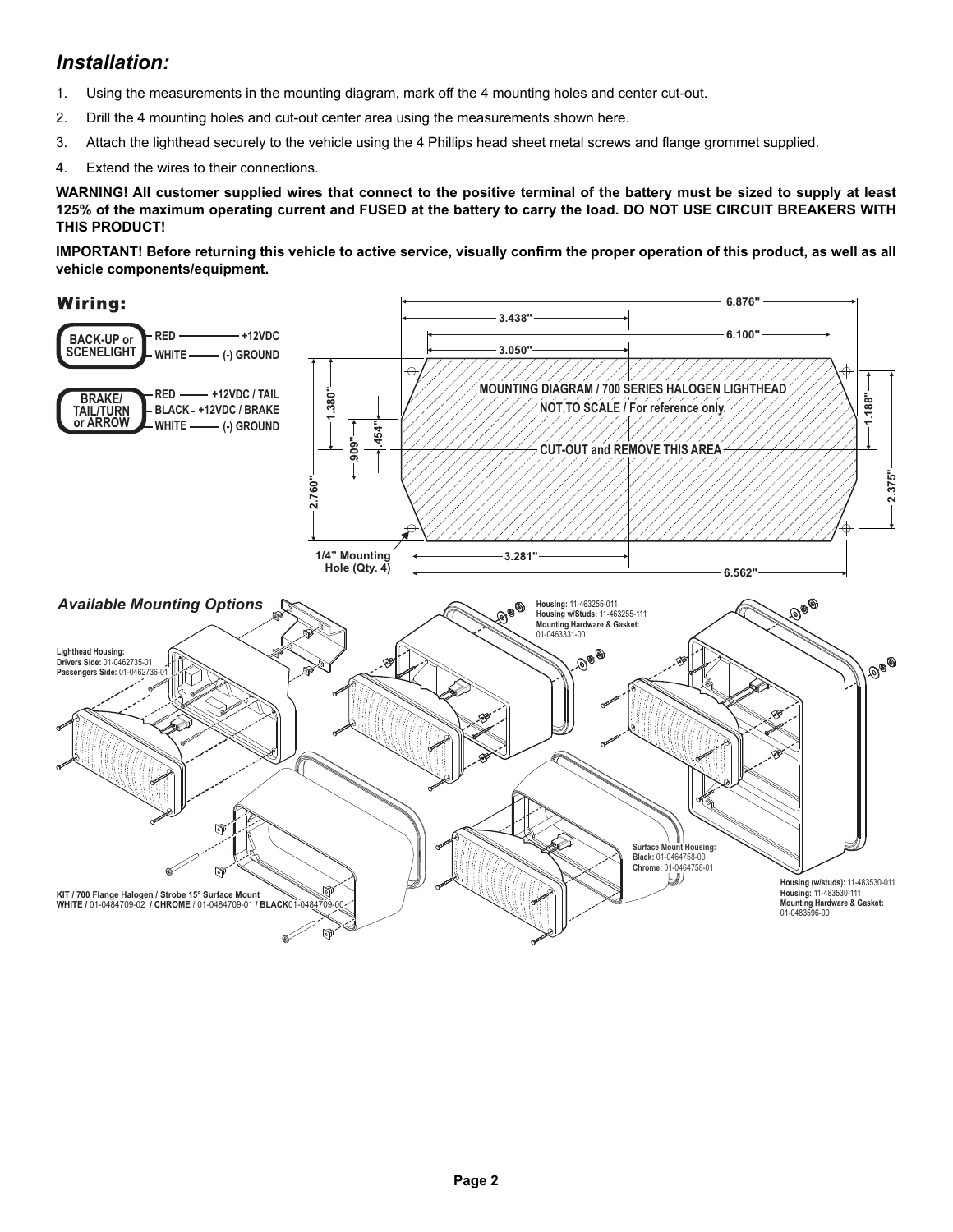## *Installation:*

1. Using the measurements in the mounting diagram, mark off the 4 mounting holes and center cut-out.
2. Drill the 4 mounting holes and cut-out center area using the measurements shown here.
3. Attach the lighthead securely to the vehicle using the 4 Phillips head sheet metal screws and flange grommet supplied.
4. Extend the wires to their connections.

**WARNING! All customer supplied wires that connect to the positive terminal of the battery must be sized to supply at least 125% of the maximum operating current and FUSED at the battery to carry the load. DO NOT USE CIRCUIT BREAKERS WITH THIS PRODUCT!**

**IMPORTANT! Before returning this vehicle to active service, visually confirm the proper operation of this product, as well as all vehicle components/equipment.**

## Wiring:

**BACK-UP or SCENELIGHT**
- RED — +12VDC
- WHITE — (-) GROUND

**BRAKE/ TAIL/TURN or ARROW**
- RED — +12VDC / TAIL
- BLACK - +12VDC / BRAKE
- WHITE — (-) GROUND

**MOUNTING DIAGRAM / 700 SERIES HALOGEN LIGHTHEAD**
**NOT TO SCALE / For reference only.**

**CUT-OUT and REMOVE THIS AREA**

6.876" | 3.438" | 6.100" | 3.050" | 1.380" | .909" | .454" | 2.760" | 1.188" | 2.375" | 3.281" | 6.562"

1/4" Mounting Hole (Qty. 4)

*Available Mounting Options*

**Lighthead Housing:**
**Drivers Side:** 01-0462735-01
**Passengers Side:** 01-0462736-01

**Housing:** 11-463255-011
**Housing w/Studs:** 11-463255-111
**Mounting Hardware & Gasket:** 01-0463331-00

**Surface Mount Housing:**
**Black:** 01-0464758-00
**Chrome:** 01-0464758-01

**Housing (w/studs):** 11-483530-011
**Housing:** 11-483530-111
**Mounting Hardware & Gasket:** 01-0483596-00

**KIT / 700 Flange Halogen / Strobe 15° Surface Mount**
**WHITE /** 01-0484709-02 **/ CHROME** / 01-0484709-01 **/ BLACK**01-0484709-00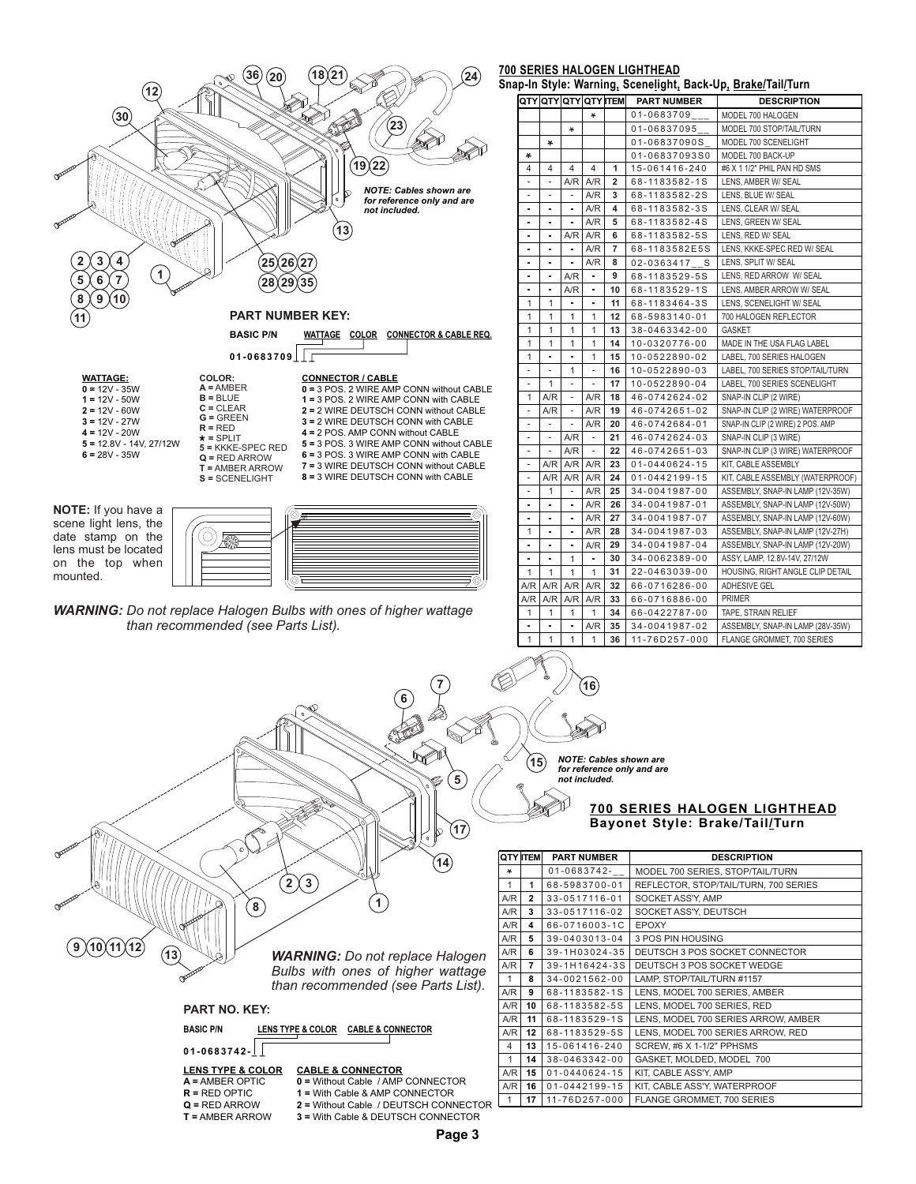NOTE: Cables shown are for reference only and are not included.

PART NUMBER KEY:

BASIC P/N — WATTAGE — COLOR — CONNECTOR & CABLE REQ.

01-0683709_ _ _

**WATTAGE:**
0 = 12V - 35W
1 = 12V - 50W
2 = 12V - 60W
3 = 12V - 27W
4 = 12V - 20W
5 = 12.8V - 14V, 27/12W
6 = 28V - 35W

**COLOR:**
A = AMBER
B = BLUE
C = CLEAR
G = GREEN
R = RED
* = SPLIT
5 = KKKE-SPEC RED
Q = RED ARROW
T = AMBER ARROW
S = SCENELIGHT

**CONNECTOR / CABLE**
0 = 3 POS. 2 WIRE AMP CONN without CABLE
1 = 3 POS. 2 WIRE AMP CONN with CABLE
2 = 2 WIRE DEUTSCH CONN without CABLE
3 = 2 WIRE DEUTSCH CONN with CABLE
4 = 2 POS. AMP CONN without CABLE
5 = 3 POS. 3 WIRE AMP CONN without CABLE
6 = 3 POS. 3 WIRE AMP CONN with CABLE
7 = 3 WIRE DEUTSCH CONN without CABLE
8 = 3 WIRE DEUTSCH CONN with CABLE

**NOTE:** If you have a scene light lens, the date stamp on the lens must be located on the top when mounted.

***WARNING:*** *Do not replace Halogen Bulbs with ones of higher wattage than recommended (see Parts List).*

## 700 SERIES HALOGEN LIGHTHEAD

### Snap-In Style: Warning, Scenelight, Back-Up, Brake/Tail/Turn

| QTY | QTY | QTY | QTY | ITEM | PART NUMBER | DESCRIPTION |
|---|---|---|---|---|---|---|
| | | | * | | 01-0683709_ _ _ | MODEL 700 HALOGEN |
| | | * | | | 01-06837095_ _ | MODEL 700 STOP/TAIL/TURN |
| | * | | | | 01-0683709 0S_ | MODEL 700 SCENELIGHT |
| * | | | | | 01-06837093S0 | MODEL 700 BACK-UP |
| 4 | 4 | 4 | 4 | 1 | 15-061416-240 | #6 X 1 1/2" PHIL PAN HD SMS |
| - | - | A/R | A/R | 2 | 68-1183582-1S | LENS, AMBER W/ SEAL |
| - | - | - | A/R | 3 | 68-1183582-2S | LENS, BLUE W/ SEAL |
| - | - | - | A/R | 4 | 68-1183582-3S | LENS, CLEAR W/ SEAL |
| - | - | - | A/R | 5 | 68-1183582-4S | LENS, GREEN W/ SEAL |
| - | - | A/R | A/R | 6 | 68-1183582-5S | LENS, RED W/ SEAL |
| - | - | - | A/R | 7 | 68-1183582E5S | LENS, KKKE-SPEC RED W/ SEAL |
| - | - | - | A/R | 8 | 02-0363417_ _S | LENS, SPLIT W/ SEAL |
| - | - | A/R | - | 9 | 68-1183529-5S | LENS, RED ARROW W/ SEAL |
| - | - | A/R | - | 10 | 68-1183529-1S | LENS, AMBER ARROW W/ SEAL |
| 1 | 1 | - | - | 11 | 68-1183464-3S | LENS, SCENELIGHT W/ SEAL |
| 1 | 1 | 1 | 1 | 12 | 68-5983140-01 | 700 HALOGEN REFLECTOR |
| 1 | 1 | 1 | 1 | 13 | 38-0463342-00 | GASKET |
| 1 | 1 | 1 | 1 | 14 | 10-0320776-00 | MADE IN THE USA FLAG LABEL |
| 1 | - | - | 1 | 15 | 10-0522890-02 | LABEL, 700 SERIES HALOGEN |
| - | - | 1 | - | 16 | 10-0522890-03 | LABEL, 700 SERIES STOP/TAIL/TURN |
| - | 1 | - | - | 17 | 10-0522890-04 | LABEL, 700 SERIES SCENELIGHT |
| 1 | A/R | - | A/R | 18 | 46-0742624-02 | SNAP-IN CLIP (2 WIRE) |
| - | A/R | - | A/R | 19 | 46-0742651-02 | SNAP-IN CLIP (2 WIRE) WATERPROOF |
| - | - | - | A/R | 20 | 46-0742684-01 | SNAP-IN CLIP (2 WIRE) 2 POS. AMP |
| - | - | A/R | - | 21 | 46-0742624-03 | SNAP-IN CLIP (3 WIRE) |
| - | - | A/R | - | 22 | 46-0742651-03 | SNAP-IN CLIP (3 WIRE) WATERPROOF |
| - | A/R | A/R | A/R | 23 | 01-0440624-15 | KIT, CABLE ASSEMBLY |
| - | A/R | A/R | A/R | 24 | 01-0442199-15 | KIT, CABLE ASSEMBLY (WATERPROOF) |
| - | 1 | - | A/R | 25 | 34-0041987-00 | ASSEMBLY, SNAP-IN LAMP (12V-35W) |
| - | - | - | A/R | 26 | 34-0041987-01 | ASSEMBLY, SNAP-IN LAMP (12V-50W) |
| - | - | - | A/R | 27 | 34-0041987-07 | ASSEMBLY, SNAP-IN LAMP (12V-60W) |
| 1 | - | - | A/R | 28 | 34-0041987-03 | ASSEMBLY, SNAP-IN LAMP (12V-27H) |
| - | - | - | A/R | 29 | 34-0041987-04 | ASSEMBLY, SNAP-IN LAMP (12V-20W) |
| - | - | 1 | - | 30 | 34-0062389-00 | ASSY, LAMP, 12.8V-14V, 27/12W |
| 1 | 1 | 1 | 1 | 31 | 22-0463039-00 | HOUSING, RIGHT ANGLE CLIP DETAIL |
| A/R | A/R | A/R | A/R | 32 | 66-0716286-00 | ADHESIVE GEL |
| A/R | A/R | A/R | A/R | 33 | 66-0716886-00 | PRIMER |
| 1 | 1 | 1 | 1 | 34 | 66-0422787-00 | TAPE, STRAIN RELIEF |
| - | - | - | A/R | 35 | 34-0041987-02 | ASSEMBLY, SNAP-IN LAMP (28V-35W) |
| 1 | 1 | 1 | 1 | 36 | 11-76D257-000 | FLANGE GROMMET, 700 SERIES |

NOTE: Cables shown are for reference only and are not included.

## 700 SERIES HALOGEN LIGHTHEAD

### Bayonet Style: Brake/Tail/Turn

***WARNING:*** *Do not replace Halogen Bulbs with ones of higher wattage than recommended (see Parts List).*

PART NO. KEY:

BASIC P/N — LENS TYPE & COLOR — CABLE & CONNECTOR

01-0683742-_ _

**LENS TYPE & COLOR**
A = AMBER OPTIC
R = RED OPTIC
Q = RED ARROW
T = AMBER ARROW

**CABLE & CONNECTOR**
0 = Without Cable / AMP CONNECTOR
1 = With Cable & AMP CONNECTOR
2 = Without Cable / DEUTSCH CONNECTOR
3 = With Cable & DEUTSCH CONNECTOR

| QTY | ITEM | PART NUMBER | DESCRIPTION |
|---|---|---|---|
| * | | 01-0683742-_ _ | MODEL 700 SERIES, STOP/TAIL/TURN |
| 1 | 1 | 68-5983700-01 | REFLECTOR, STOP/TAIL/TURN, 700 SERIES |
| A/R | 2 | 33-0517116-01 | SOCKET ASS'Y, AMP |
| A/R | 3 | 33-0517116-02 | SOCKET ASS'Y, DEUTSCH |
| A/R | 4 | 66-0716003-1C | EPOXY |
| A/R | 5 | 39-0403013-04 | 3 POS PIN HOUSING |
| A/R | 6 | 39-1H03024-35 | DEUTSCH 3 POS SOCKET CONNECTOR |
| A/R | 7 | 39-1H16424-3S | DEUTSCH 3 POS SOCKET WEDGE |
| 1 | 8 | 34-0021562-00 | LAMP, STOP/TAIL/TURN #1157 |
| A/R | 9 | 68-1183582-1S | LENS, MODEL 700 SERIES, AMBER |
| A/R | 10 | 68-1183582-5S | LENS, MODEL 700 SERIES, RED |
| A/R | 11 | 68-1183529-1S | LENS, MODEL 700 SERIES ARROW, AMBER |
| A/R | 12 | 68-1183529-5S | LENS, MODEL 700 SERIES ARROW, RED |
| 4 | 13 | 15-061416-240 | SCREW, #6 X 1-1/2" PPHSMS |
| 1 | 14 | 38-0463342-00 | GASKET, MOLDED, MODEL 700 |
| A/R | 15 | 01-0440624-15 | KIT, CABLE ASS'Y, AMP |
| A/R | 16 | 01-0442199-15 | KIT, CABLE ASS'Y, WATERPROOF |
| 1 | 17 | 11-76D257-000 | FLANGE GROMMET, 700 SERIES |